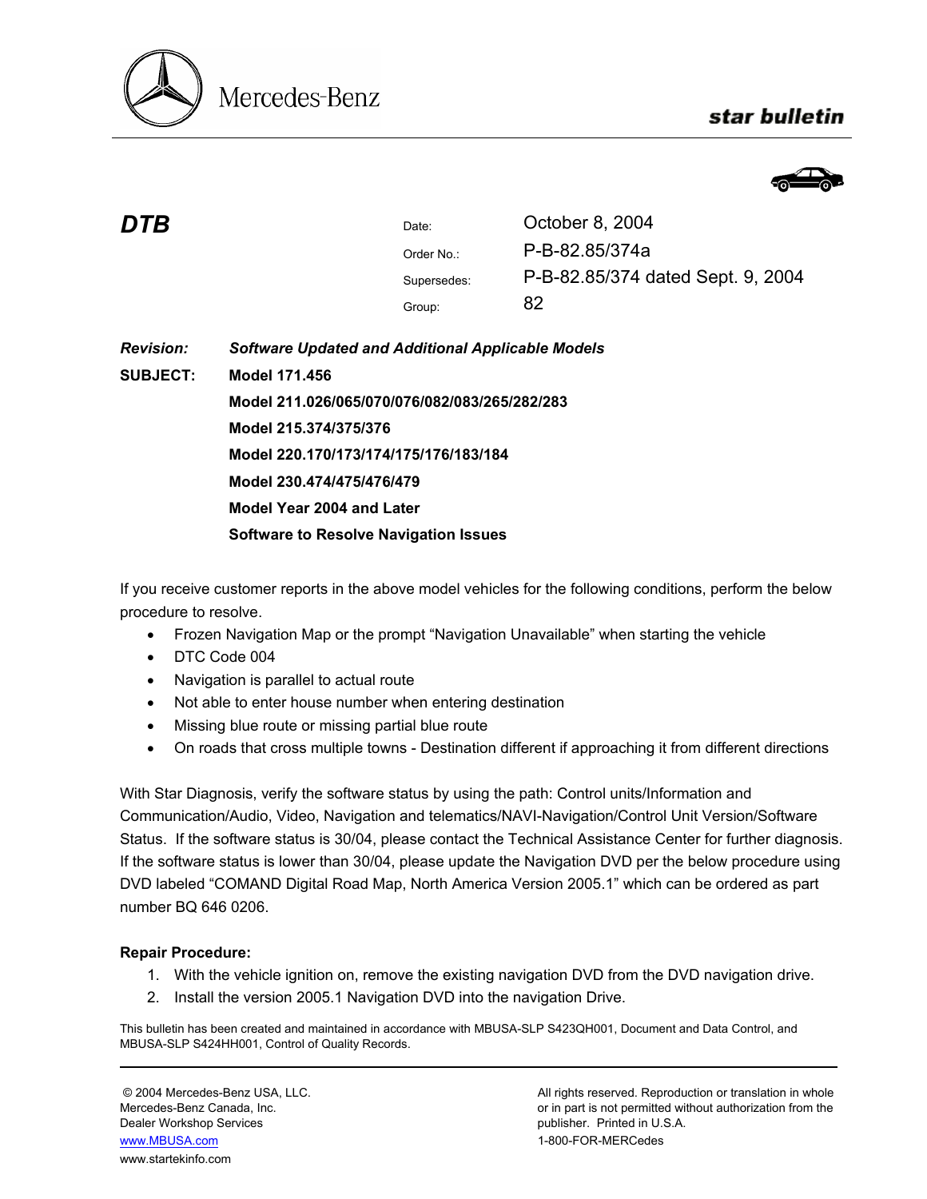Mercedes-Benz

**star bulletin**

***DTB***

| | |
|---|---|
| Date: | October 8, 2004 |
| Order No.: | P-B-82.85/374a |
| Supersedes: | P-B-82.85/374 dated Sept. 9, 2004 |
| Group: | 82 |

***Revision:*** ***Software Updated and Additional Applicable Models***

**SUBJECT:** **Model 171.456**

**Model 211.026/065/070/076/082/083/265/282/283**

**Model 215.374/375/376**

**Model 220.170/173/174/175/176/183/184**

**Model 230.474/475/476/479**

**Model Year 2004 and Later**

**Software to Resolve Navigation Issues**

If you receive customer reports in the above model vehicles for the following conditions, perform the below procedure to resolve.

- Frozen Navigation Map or the prompt "Navigation Unavailable" when starting the vehicle
- DTC Code 004
- Navigation is parallel to actual route
- Not able to enter house number when entering destination
- Missing blue route or missing partial blue route
- On roads that cross multiple towns - Destination different if approaching it from different directions

With Star Diagnosis, verify the software status by using the path: Control units/Information and Communication/Audio, Video, Navigation and telematics/NAVI-Navigation/Control Unit Version/Software Status. If the software status is 30/04, please contact the Technical Assistance Center for further diagnosis. If the software status is lower than 30/04, please update the Navigation DVD per the below procedure using DVD labeled "COMAND Digital Road Map, North America Version 2005.1" which can be ordered as part number BQ 646 0206.

**Repair Procedure:**

1. With the vehicle ignition on, remove the existing navigation DVD from the DVD navigation drive.
2. Install the version 2005.1 Navigation DVD into the navigation Drive.

This bulletin has been created and maintained in accordance with MBUSA-SLP S423QH001, Document and Data Control, and MBUSA-SLP S424HH001, Control of Quality Records.

© 2004 Mercedes-Benz USA, LLC.
Mercedes-Benz Canada, Inc.
Dealer Workshop Services
www.MBUSA.com
www.startekinfo.com

All rights reserved. Reproduction or translation in whole or in part is not permitted without authorization from the publisher. Printed in U.S.A.
1-800-FOR-MERCedes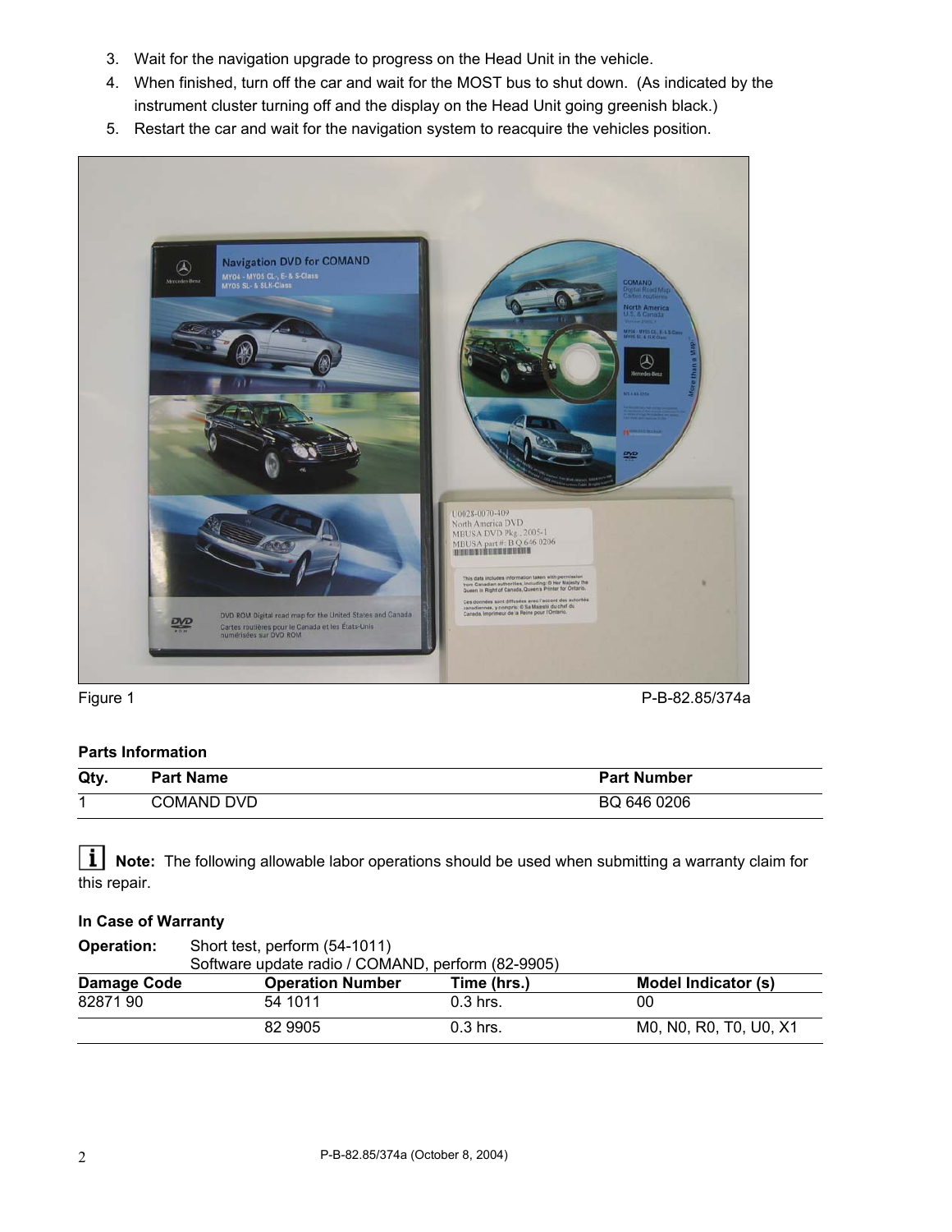3. Wait for the navigation upgrade to progress on the Head Unit in the vehicle.
4. When finished, turn off the car and wait for the MOST bus to shut down. (As indicated by the instrument cluster turning off and the display on the Head Unit going greenish black.)
5. Restart the car and wait for the navigation system to reacquire the vehicles position.

Figure 1 P-B-82.85/374a

**Parts Information**

| Qty. | Part Name | Part Number |
|---|---|---|
| 1 | COMAND DVD | BQ 646 0206 |

**Note:** The following allowable labor operations should be used when submitting a warranty claim for this repair.

**In Case of Warranty**

**Operation:** Short test, perform (54-1011)
Software update radio / COMAND, perform (82-9905)

| Damage Code | Operation Number | Time (hrs.) | Model Indicator (s) |
|---|---|---|---|
| 82871 90 | 54 1011 | 0.3 hrs. | 00 |
| | 82 9905 | 0.3 hrs. | M0, N0, R0, T0, U0, X1 |